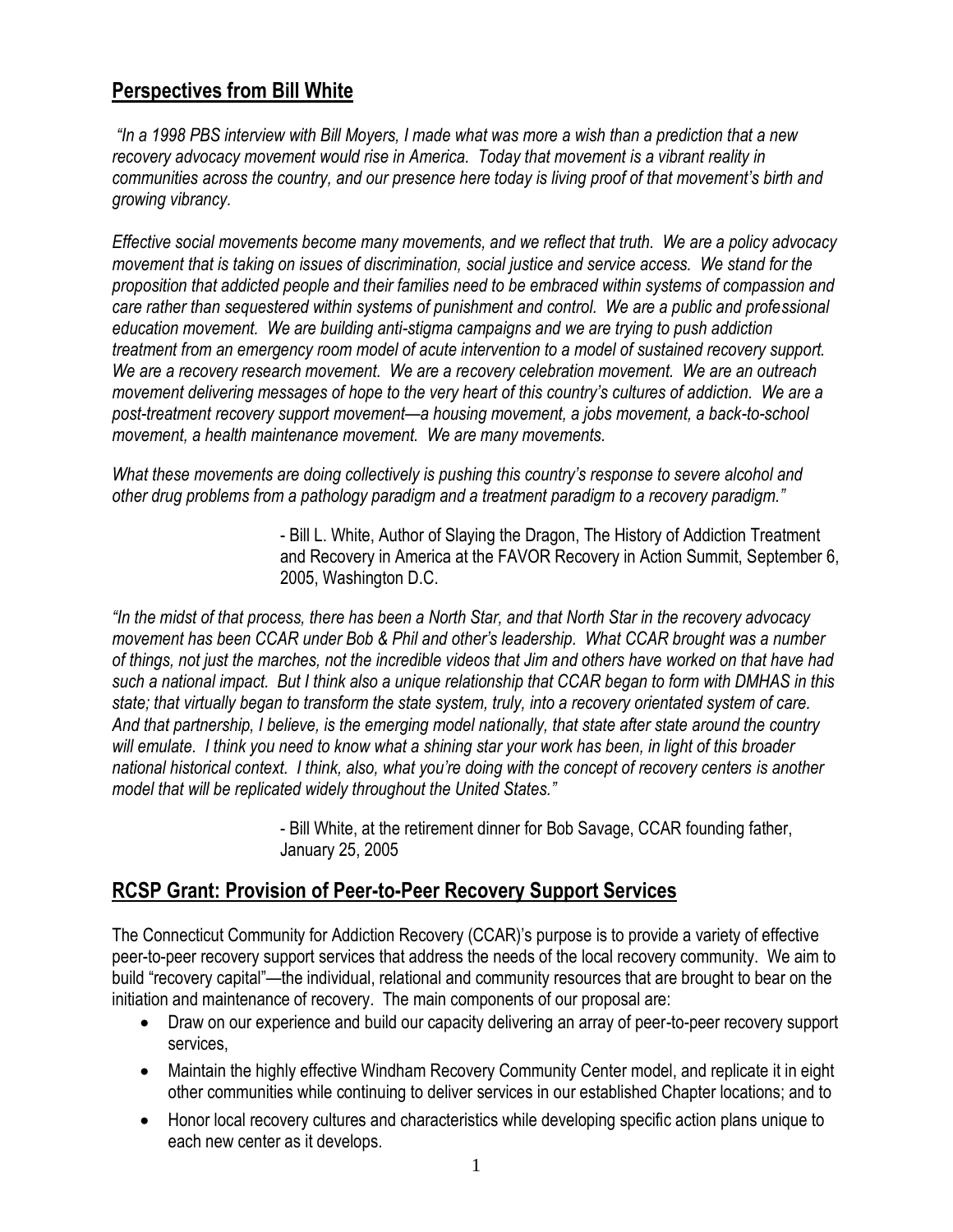## Perspectives from Bill White

*"In a 1998 PBS interview with Bill Moyers, I made what was more a wish than a prediction that a new recovery advocacy movement would rise in America. Today that movement is a vibrant reality in communities across the country, and our presence here today is living proof of that movement's birth and growing vibrancy.*

*Effective social movements become many movements, and we reflect that truth. We are a policy advocacy movement that is taking on issues of discrimination, social justice and service access. We stand for the proposition that addicted people and their families need to be embraced within systems of compassion and care rather than sequestered within systems of punishment and control. We are a public and professional education movement. We are building anti-stigma campaigns and we are trying to push addiction treatment from an emergency room model of acute intervention to a model of sustained recovery support. We are a recovery research movement. We are a recovery celebration movement. We are an outreach movement delivering messages of hope to the very heart of this country's cultures of addiction. We are a post-treatment recovery support movement—a housing movement, a jobs movement, a back-to-school movement, a health maintenance movement. We are many movements.*

*What these movements are doing collectively is pushing this country's response to severe alcohol and other drug problems from a pathology paradigm and a treatment paradigm to a recovery paradigm."*

> - Bill L. White, Author of Slaying the Dragon, The History of Addiction Treatment and Recovery in America at the FAVOR Recovery in Action Summit, September 6, 2005, Washington D.C.

*"In the midst of that process, there has been a North Star, and that North Star in the recovery advocacy movement has been CCAR under Bob & Phil and other's leadership. What CCAR brought was a number of things, not just the marches, not the incredible videos that Jim and others have worked on that have had such a national impact. But I think also a unique relationship that CCAR began to form with DMHAS in this state; that virtually began to transform the state system, truly, into a recovery orientated system of care. And that partnership, I believe, is the emerging model nationally, that state after state around the country will emulate. I think you need to know what a shining star your work has been, in light of this broader national historical context. I think, also, what you're doing with the concept of recovery centers is another model that will be replicated widely throughout the United States."*

> - Bill White, at the retirement dinner for Bob Savage, CCAR founding father, January 25, 2005

## RCSP Grant: Provision of Peer-to-Peer Recovery Support Services

The Connecticut Community for Addiction Recovery (CCAR)'s purpose is to provide a variety of effective peer-to-peer recovery support services that address the needs of the local recovery community. We aim to build "recovery capital"—the individual, relational and community resources that are brought to bear on the initiation and maintenance of recovery. The main components of our proposal are:

- Draw on our experience and build our capacity delivering an array of peer-to-peer recovery support services,
- Maintain the highly effective Windham Recovery Community Center model, and replicate it in eight other communities while continuing to deliver services in our established Chapter locations; and to
- Honor local recovery cultures and characteristics while developing specific action plans unique to each new center as it develops.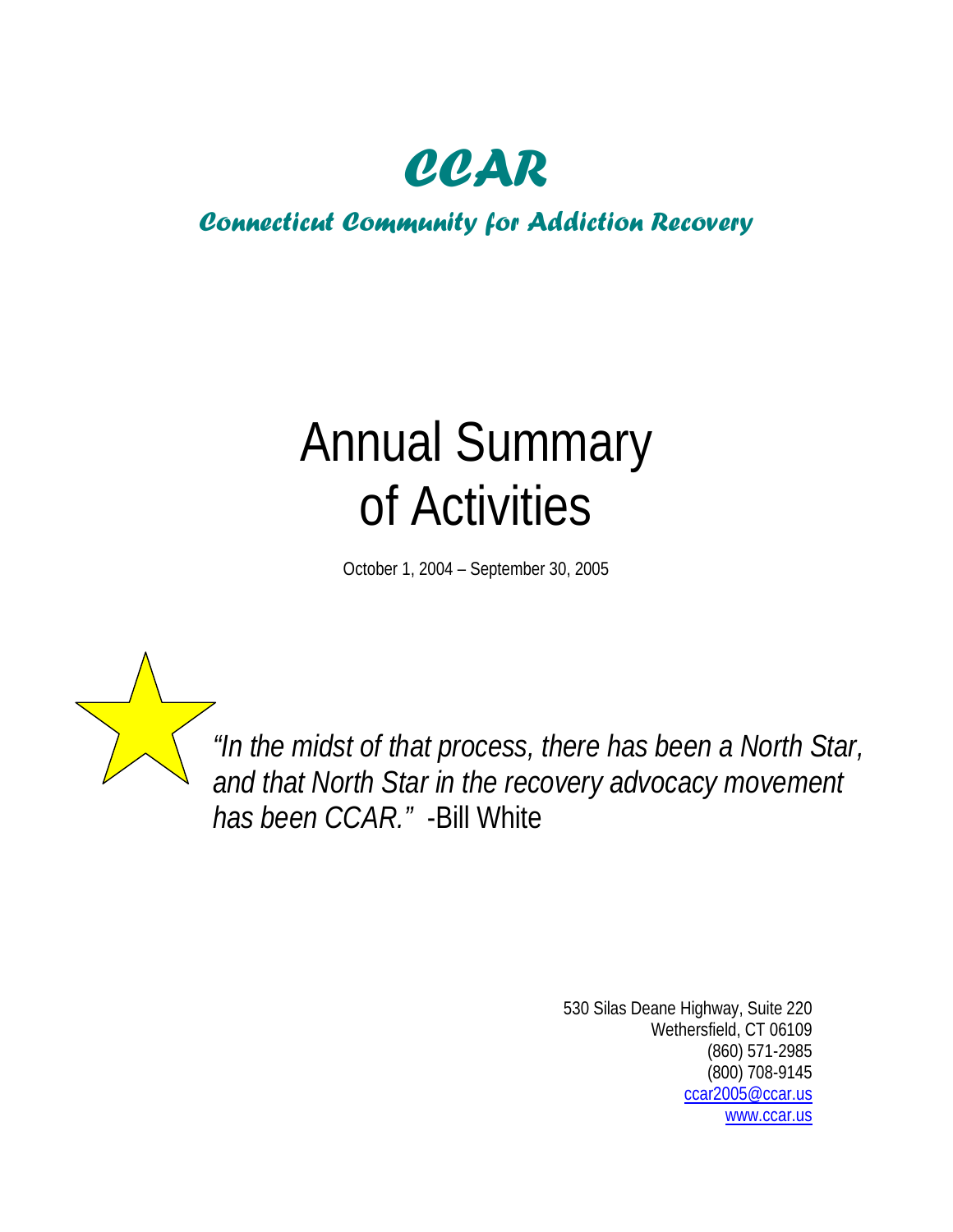# *CCAR*

## *Connecticut Community for Addiction Recovery*

# Annual Summary of Activities

October 1, 2004 – September 30, 2005

*"In the midst of that process, there has been a North Star, and that North Star in the recovery advocacy movement has been CCAR."* -Bill White

530 Silas Deane Highway, Suite 220
Wethersfield, CT 06109
(860) 571-2985
(800) 708-9145
ccar2005@ccar.us
www.ccar.us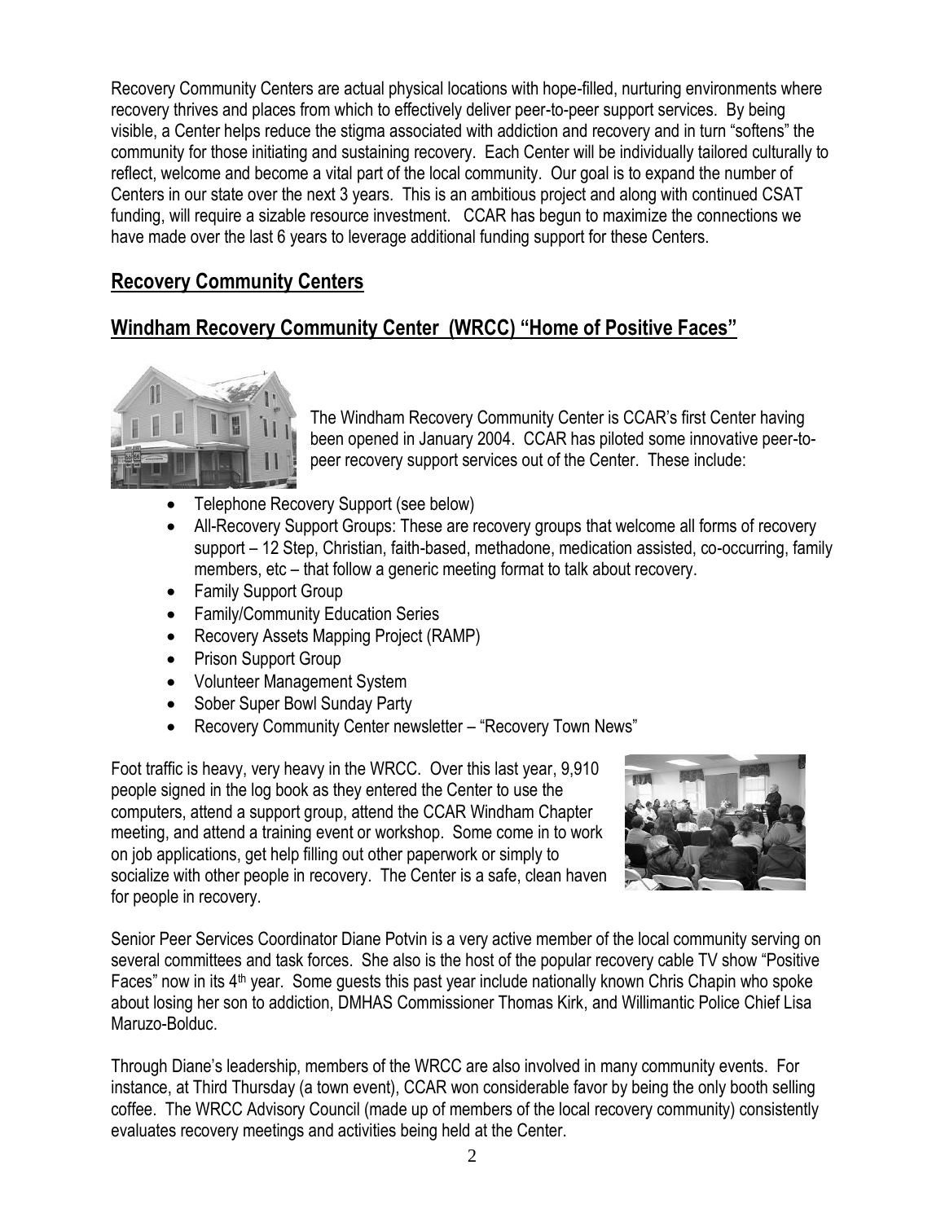Recovery Community Centers are actual physical locations with hope-filled, nurturing environments where recovery thrives and places from which to effectively deliver peer-to-peer support services. By being visible, a Center helps reduce the stigma associated with addiction and recovery and in turn "softens" the community for those initiating and sustaining recovery. Each Center will be individually tailored culturally to reflect, welcome and become a vital part of the local community. Our goal is to expand the number of Centers in our state over the next 3 years. This is an ambitious project and along with continued CSAT funding, will require a sizable resource investment. CCAR has begun to maximize the connections we have made over the last 6 years to leverage additional funding support for these Centers.

## Recovery Community Centers

## Windham Recovery Community Center (WRCC) "Home of Positive Faces"

The Windham Recovery Community Center is CCAR's first Center having been opened in January 2004. CCAR has piloted some innovative peer-to-peer recovery support services out of the Center. These include:

- Telephone Recovery Support (see below)
- All-Recovery Support Groups: These are recovery groups that welcome all forms of recovery support – 12 Step, Christian, faith-based, methadone, medication assisted, co-occurring, family members, etc – that follow a generic meeting format to talk about recovery.
- Family Support Group
- Family/Community Education Series
- Recovery Assets Mapping Project (RAMP)
- Prison Support Group
- Volunteer Management System
- Sober Super Bowl Sunday Party
- Recovery Community Center newsletter – "Recovery Town News"

Foot traffic is heavy, very heavy in the WRCC. Over this last year, 9,910 people signed in the log book as they entered the Center to use the computers, attend a support group, attend the CCAR Windham Chapter meeting, and attend a training event or workshop. Some come in to work on job applications, get help filling out other paperwork or simply to socialize with other people in recovery. The Center is a safe, clean haven for people in recovery.

Senior Peer Services Coordinator Diane Potvin is a very active member of the local community serving on several committees and task forces. She also is the host of the popular recovery cable TV show "Positive Faces" now in its 4th year. Some guests this past year include nationally known Chris Chapin who spoke about losing her son to addiction, DMHAS Commissioner Thomas Kirk, and Willimantic Police Chief Lisa Maruzo-Bolduc.

Through Diane's leadership, members of the WRCC are also involved in many community events. For instance, at Third Thursday (a town event), CCAR won considerable favor by being the only booth selling coffee. The WRCC Advisory Council (made up of members of the local recovery community) consistently evaluates recovery meetings and activities being held at the Center.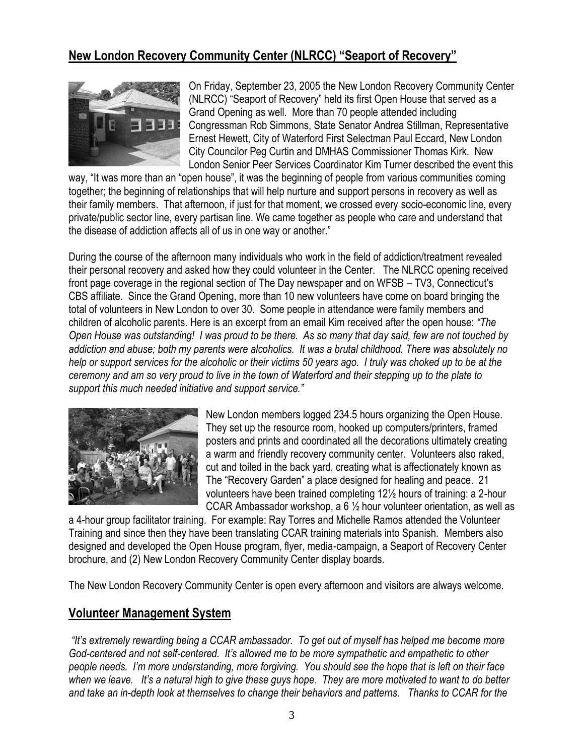## New London Recovery Community Center (NLRCC) "Seaport of Recovery"

On Friday, September 23, 2005 the New London Recovery Community Center (NLRCC) "Seaport of Recovery" held its first Open House that served as a Grand Opening as well. More than 70 people attended including Congressman Rob Simmons, State Senator Andrea Stillman, Representative Ernest Hewett, City of Waterford First Selectman Paul Eccard, New London City Councilor Peg Curtin and DMHAS Commissioner Thomas Kirk. New London Senior Peer Services Coordinator Kim Turner described the event this way, "It was more than an "open house", it was the beginning of people from various communities coming together; the beginning of relationships that will help nurture and support persons in recovery as well as their family members. That afternoon, if just for that moment, we crossed every socio-economic line, every private/public sector line, every partisan line. We came together as people who care and understand that the disease of addiction affects all of us in one way or another."

During the course of the afternoon many individuals who work in the field of addiction/treatment revealed their personal recovery and asked how they could volunteer in the Center. The NLRCC opening received front page coverage in the regional section of The Day newspaper and on WFSB – TV3, Connecticut's CBS affiliate. Since the Grand Opening, more than 10 new volunteers have come on board bringing the total of volunteers in New London to over 30. Some people in attendance were family members and children of alcoholic parents. Here is an excerpt from an email Kim received after the open house: *"The Open House was outstanding! I was proud to be there. As so many that day said, few are not touched by addiction and abuse; both my parents were alcoholics. It was a brutal childhood. There was absolutely no help or support services for the alcoholic or their victims 50 years ago. I truly was choked up to be at the ceremony and am so very proud to live in the town of Waterford and their stepping up to the plate to support this much needed initiative and support service."*

New London members logged 234.5 hours organizing the Open House. They set up the resource room, hooked up computers/printers, framed posters and prints and coordinated all the decorations ultimately creating a warm and friendly recovery community center. Volunteers also raked, cut and toiled in the back yard, creating what is affectionately known as The "Recovery Garden" a place designed for healing and peace. 21 volunteers have been trained completing 12½ hours of training: a 2-hour CCAR Ambassador workshop, a 6 ½ hour volunteer orientation, as well as a 4-hour group facilitator training. For example: Ray Torres and Michelle Ramos attended the Volunteer Training and since then they have been translating CCAR training materials into Spanish. Members also designed and developed the Open House program, flyer, media-campaign, a Seaport of Recovery Center brochure, and (2) New London Recovery Community Center display boards.

The New London Recovery Community Center is open every afternoon and visitors are always welcome.

## Volunteer Management System

*"It's extremely rewarding being a CCAR ambassador. To get out of myself has helped me become more God-centered and not self-centered. It's allowed me to be more sympathetic and empathetic to other people needs. I'm more understanding, more forgiving. You should see the hope that is left on their face when we leave. It's a natural high to give these guys hope. They are more motivated to want to do better and take an in-depth look at themselves to change their behaviors and patterns. Thanks to CCAR for the*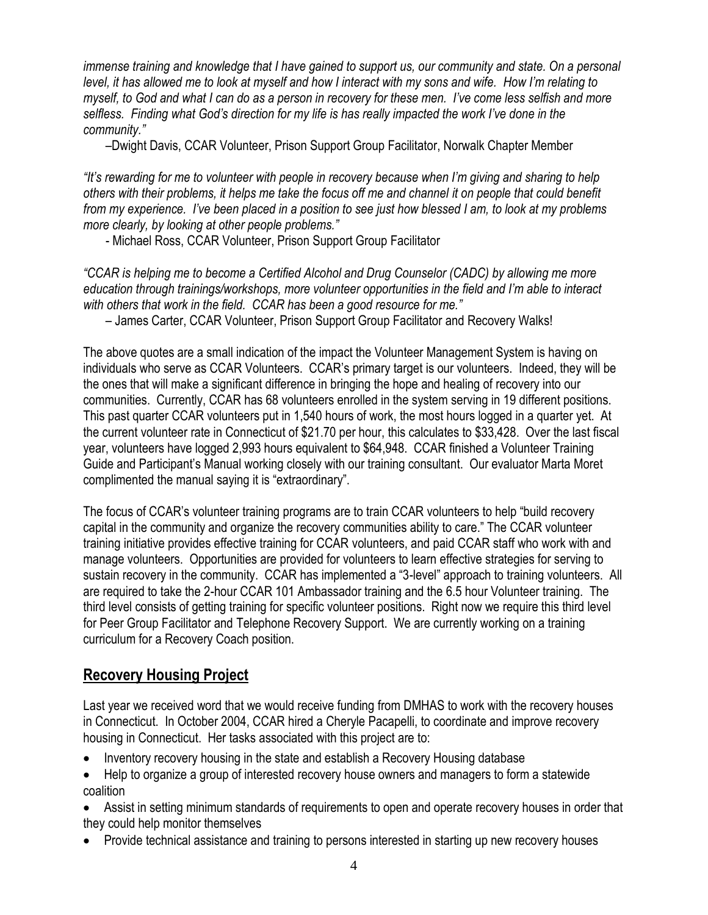*immense training and knowledge that I have gained to support us, our community and state. On a personal level, it has allowed me to look at myself and how I interact with my sons and wife. How I'm relating to myself, to God and what I can do as a person in recovery for these men. I've come less selfish and more selfless. Finding what God's direction for my life is has really impacted the work I've done in the community."*

–Dwight Davis, CCAR Volunteer, Prison Support Group Facilitator, Norwalk Chapter Member

*"It's rewarding for me to volunteer with people in recovery because when I'm giving and sharing to help others with their problems, it helps me take the focus off me and channel it on people that could benefit from my experience. I've been placed in a position to see just how blessed I am, to look at my problems more clearly, by looking at other people problems."*

- Michael Ross, CCAR Volunteer, Prison Support Group Facilitator

*"CCAR is helping me to become a Certified Alcohol and Drug Counselor (CADC) by allowing me more education through trainings/workshops, more volunteer opportunities in the field and I'm able to interact with others that work in the field. CCAR has been a good resource for me."*

– James Carter, CCAR Volunteer, Prison Support Group Facilitator and Recovery Walks!

The above quotes are a small indication of the impact the Volunteer Management System is having on individuals who serve as CCAR Volunteers. CCAR's primary target is our volunteers. Indeed, they will be the ones that will make a significant difference in bringing the hope and healing of recovery into our communities. Currently, CCAR has 68 volunteers enrolled in the system serving in 19 different positions. This past quarter CCAR volunteers put in 1,540 hours of work, the most hours logged in a quarter yet. At the current volunteer rate in Connecticut of $21.70 per hour, this calculates to $33,428. Over the last fiscal year, volunteers have logged 2,993 hours equivalent to $64,948. CCAR finished a Volunteer Training Guide and Participant's Manual working closely with our training consultant. Our evaluator Marta Moret complimented the manual saying it is "extraordinary".

The focus of CCAR's volunteer training programs are to train CCAR volunteers to help "build recovery capital in the community and organize the recovery communities ability to care." The CCAR volunteer training initiative provides effective training for CCAR volunteers, and paid CCAR staff who work with and manage volunteers. Opportunities are provided for volunteers to learn effective strategies for serving to sustain recovery in the community. CCAR has implemented a "3-level" approach to training volunteers. All are required to take the 2-hour CCAR 101 Ambassador training and the 6.5 hour Volunteer training. The third level consists of getting training for specific volunteer positions. Right now we require this third level for Peer Group Facilitator and Telephone Recovery Support. We are currently working on a training curriculum for a Recovery Coach position.

## Recovery Housing Project

Last year we received word that we would receive funding from DMHAS to work with the recovery houses in Connecticut. In October 2004, CCAR hired a Cheryle Pacapelli, to coordinate and improve recovery housing in Connecticut. Her tasks associated with this project are to:

- Inventory recovery housing in the state and establish a Recovery Housing database
- Help to organize a group of interested recovery house owners and managers to form a statewide coalition
- Assist in setting minimum standards of requirements to open and operate recovery houses in order that they could help monitor themselves
- Provide technical assistance and training to persons interested in starting up new recovery houses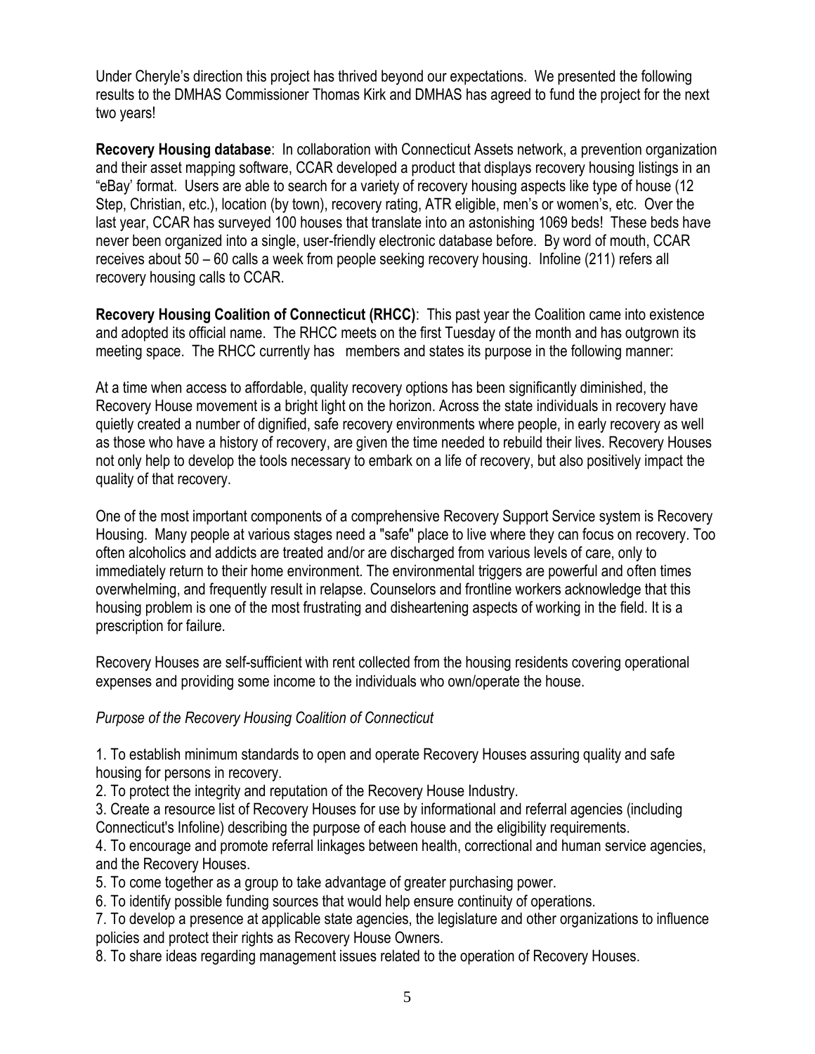Under Cheryle's direction this project has thrived beyond our expectations. We presented the following results to the DMHAS Commissioner Thomas Kirk and DMHAS has agreed to fund the project for the next two years!

**Recovery Housing database**: In collaboration with Connecticut Assets network, a prevention organization and their asset mapping software, CCAR developed a product that displays recovery housing listings in an "eBay' format. Users are able to search for a variety of recovery housing aspects like type of house (12 Step, Christian, etc.), location (by town), recovery rating, ATR eligible, men's or women's, etc. Over the last year, CCAR has surveyed 100 houses that translate into an astonishing 1069 beds! These beds have never been organized into a single, user-friendly electronic database before. By word of mouth, CCAR receives about 50 – 60 calls a week from people seeking recovery housing. Infoline (211) refers all recovery housing calls to CCAR.

**Recovery Housing Coalition of Connecticut (RHCC)**: This past year the Coalition came into existence and adopted its official name. The RHCC meets on the first Tuesday of the month and has outgrown its meeting space. The RHCC currently has members and states its purpose in the following manner:

At a time when access to affordable, quality recovery options has been significantly diminished, the Recovery House movement is a bright light on the horizon. Across the state individuals in recovery have quietly created a number of dignified, safe recovery environments where people, in early recovery as well as those who have a history of recovery, are given the time needed to rebuild their lives. Recovery Houses not only help to develop the tools necessary to embark on a life of recovery, but also positively impact the quality of that recovery.

One of the most important components of a comprehensive Recovery Support Service system is Recovery Housing. Many people at various stages need a "safe" place to live where they can focus on recovery. Too often alcoholics and addicts are treated and/or are discharged from various levels of care, only to immediately return to their home environment. The environmental triggers are powerful and often times overwhelming, and frequently result in relapse. Counselors and frontline workers acknowledge that this housing problem is one of the most frustrating and disheartening aspects of working in the field. It is a prescription for failure.

Recovery Houses are self-sufficient with rent collected from the housing residents covering operational expenses and providing some income to the individuals who own/operate the house.

*Purpose of the Recovery Housing Coalition of Connecticut*

1. To establish minimum standards to open and operate Recovery Houses assuring quality and safe housing for persons in recovery.
2. To protect the integrity and reputation of the Recovery House Industry.
3. Create a resource list of Recovery Houses for use by informational and referral agencies (including Connecticut's Infoline) describing the purpose of each house and the eligibility requirements.
4. To encourage and promote referral linkages between health, correctional and human service agencies, and the Recovery Houses.
5. To come together as a group to take advantage of greater purchasing power.
6. To identify possible funding sources that would help ensure continuity of operations.
7. To develop a presence at applicable state agencies, the legislature and other organizations to influence policies and protect their rights as Recovery House Owners.
8. To share ideas regarding management issues related to the operation of Recovery Houses.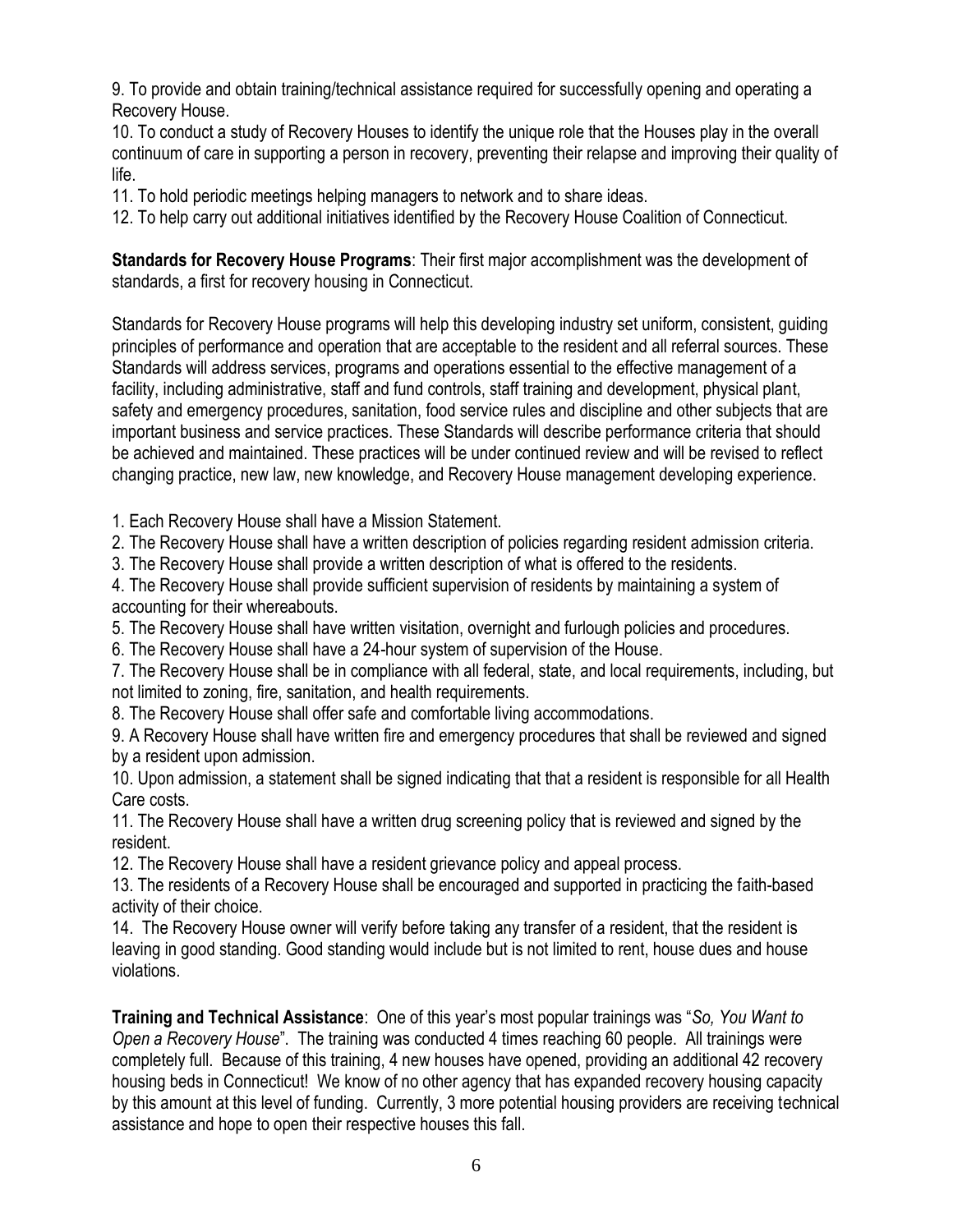9. To provide and obtain training/technical assistance required for successfully opening and operating a Recovery House.
10. To conduct a study of Recovery Houses to identify the unique role that the Houses play in the overall continuum of care in supporting a person in recovery, preventing their relapse and improving their quality of life.
11. To hold periodic meetings helping managers to network and to share ideas.
12. To help carry out additional initiatives identified by the Recovery House Coalition of Connecticut.

**Standards for Recovery House Programs**: Their first major accomplishment was the development of standards, a first for recovery housing in Connecticut.

Standards for Recovery House programs will help this developing industry set uniform, consistent, guiding principles of performance and operation that are acceptable to the resident and all referral sources. These Standards will address services, programs and operations essential to the effective management of a facility, including administrative, staff and fund controls, staff training and development, physical plant, safety and emergency procedures, sanitation, food service rules and discipline and other subjects that are important business and service practices. These Standards will describe performance criteria that should be achieved and maintained. These practices will be under continued review and will be revised to reflect changing practice, new law, new knowledge, and Recovery House management developing experience.

1. Each Recovery House shall have a Mission Statement.
2. The Recovery House shall have a written description of policies regarding resident admission criteria.
3. The Recovery House shall provide a written description of what is offered to the residents.
4. The Recovery House shall provide sufficient supervision of residents by maintaining a system of accounting for their whereabouts.
5. The Recovery House shall have written visitation, overnight and furlough policies and procedures.
6. The Recovery House shall have a 24-hour system of supervision of the House.
7. The Recovery House shall be in compliance with all federal, state, and local requirements, including, but not limited to zoning, fire, sanitation, and health requirements.
8. The Recovery House shall offer safe and comfortable living accommodations.
9. A Recovery House shall have written fire and emergency procedures that shall be reviewed and signed by a resident upon admission.
10. Upon admission, a statement shall be signed indicating that that a resident is responsible for all Health Care costs.
11. The Recovery House shall have a written drug screening policy that is reviewed and signed by the resident.
12. The Recovery House shall have a resident grievance policy and appeal process.
13. The residents of a Recovery House shall be encouraged and supported in practicing the faith-based activity of their choice.
14. The Recovery House owner will verify before taking any transfer of a resident, that the resident is leaving in good standing. Good standing would include but is not limited to rent, house dues and house violations.

**Training and Technical Assistance**: One of this year's most popular trainings was "*So, You Want to Open a Recovery House*". The training was conducted 4 times reaching 60 people. All trainings were completely full. Because of this training, 4 new houses have opened, providing an additional 42 recovery housing beds in Connecticut! We know of no other agency that has expanded recovery housing capacity by this amount at this level of funding. Currently, 3 more potential housing providers are receiving technical assistance and hope to open their respective houses this fall.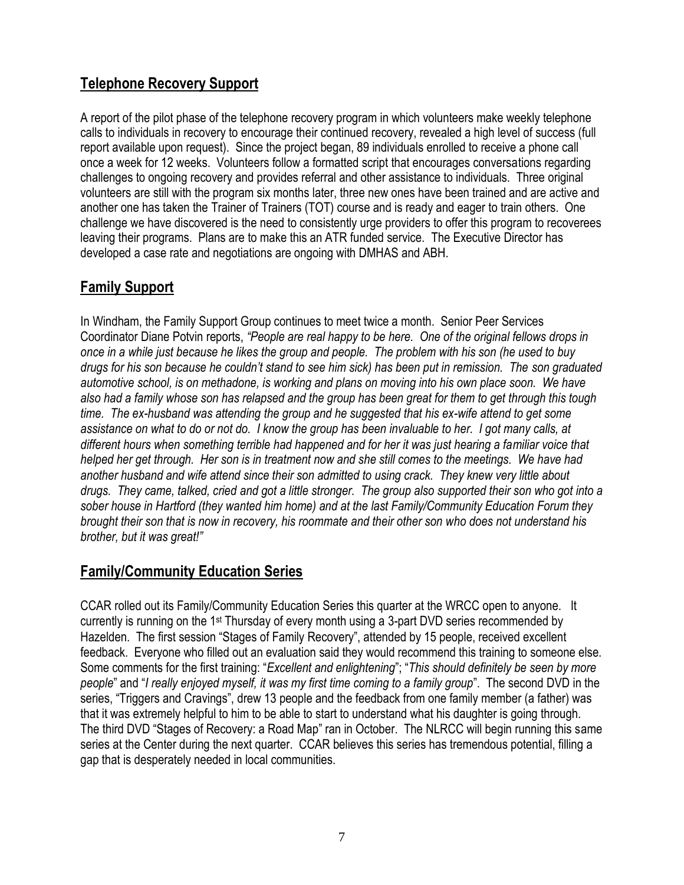## Telephone Recovery Support

A report of the pilot phase of the telephone recovery program in which volunteers make weekly telephone calls to individuals in recovery to encourage their continued recovery, revealed a high level of success (full report available upon request). Since the project began, 89 individuals enrolled to receive a phone call once a week for 12 weeks. Volunteers follow a formatted script that encourages conversations regarding challenges to ongoing recovery and provides referral and other assistance to individuals. Three original volunteers are still with the program six months later, three new ones have been trained and are active and another one has taken the Trainer of Trainers (TOT) course and is ready and eager to train others. One challenge we have discovered is the need to consistently urge providers to offer this program to recoverees leaving their programs. Plans are to make this an ATR funded service. The Executive Director has developed a case rate and negotiations are ongoing with DMHAS and ABH.

## Family Support

In Windham, the Family Support Group continues to meet twice a month. Senior Peer Services Coordinator Diane Potvin reports, *"People are real happy to be here. One of the original fellows drops in once in a while just because he likes the group and people. The problem with his son (he used to buy drugs for his son because he couldn't stand to see him sick) has been put in remission. The son graduated automotive school, is on methadone, is working and plans on moving into his own place soon. We have also had a family whose son has relapsed and the group has been great for them to get through this tough time. The ex-husband was attending the group and he suggested that his ex-wife attend to get some assistance on what to do or not do. I know the group has been invaluable to her. I got many calls, at different hours when something terrible had happened and for her it was just hearing a familiar voice that helped her get through. Her son is in treatment now and she still comes to the meetings. We have had another husband and wife attend since their son admitted to using crack. They knew very little about drugs. They came, talked, cried and got a little stronger. The group also supported their son who got into a sober house in Hartford (they wanted him home) and at the last Family/Community Education Forum they brought their son that is now in recovery, his roommate and their other son who does not understand his brother, but it was great!"*

## Family/Community Education Series

CCAR rolled out its Family/Community Education Series this quarter at the WRCC open to anyone. It currently is running on the 1st Thursday of every month using a 3-part DVD series recommended by Hazelden. The first session "Stages of Family Recovery", attended by 15 people, received excellent feedback. Everyone who filled out an evaluation said they would recommend this training to someone else. Some comments for the first training: "*Excellent and enlightening*"; "*This should definitely be seen by more people*" and "*I really enjoyed myself, it was my first time coming to a family group*". The second DVD in the series, "Triggers and Cravings", drew 13 people and the feedback from one family member (a father) was that it was extremely helpful to him to be able to start to understand what his daughter is going through. The third DVD "Stages of Recovery: a Road Map" ran in October. The NLRCC will begin running this same series at the Center during the next quarter. CCAR believes this series has tremendous potential, filling a gap that is desperately needed in local communities.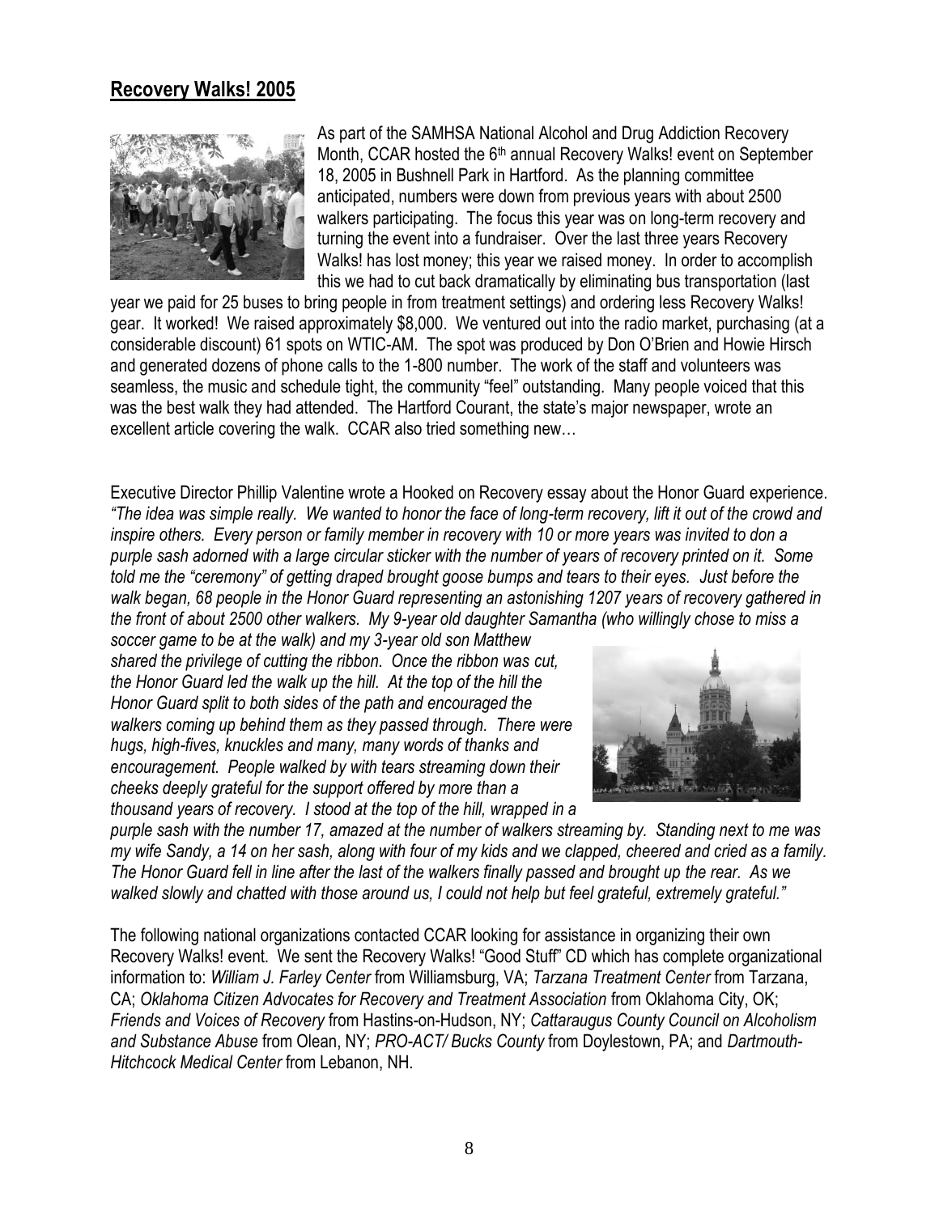## Recovery Walks! 2005

As part of the SAMHSA National Alcohol and Drug Addiction Recovery Month, CCAR hosted the 6th annual Recovery Walks! event on September 18, 2005 in Bushnell Park in Hartford. As the planning committee anticipated, numbers were down from previous years with about 2500 walkers participating. The focus this year was on long-term recovery and turning the event into a fundraiser. Over the last three years Recovery Walks! has lost money; this year we raised money. In order to accomplish this we had to cut back dramatically by eliminating bus transportation (last year we paid for 25 buses to bring people in from treatment settings) and ordering less Recovery Walks! gear. It worked! We raised approximately $8,000. We ventured out into the radio market, purchasing (at a considerable discount) 61 spots on WTIC-AM. The spot was produced by Don O'Brien and Howie Hirsch and generated dozens of phone calls to the 1-800 number. The work of the staff and volunteers was seamless, the music and schedule tight, the community "feel" outstanding. Many people voiced that this was the best walk they had attended. The Hartford Courant, the state's major newspaper, wrote an excellent article covering the walk. CCAR also tried something new…

Executive Director Phillip Valentine wrote a Hooked on Recovery essay about the Honor Guard experience. *"The idea was simple really. We wanted to honor the face of long-term recovery, lift it out of the crowd and inspire others. Every person or family member in recovery with 10 or more years was invited to don a purple sash adorned with a large circular sticker with the number of years of recovery printed on it. Some told me the "ceremony" of getting draped brought goose bumps and tears to their eyes. Just before the walk began, 68 people in the Honor Guard representing an astonishing 1207 years of recovery gathered in the front of about 2500 other walkers. My 9-year old daughter Samantha (who willingly chose to miss a soccer game to be at the walk) and my 3-year old son Matthew shared the privilege of cutting the ribbon. Once the ribbon was cut, the Honor Guard led the walk up the hill. At the top of the hill the Honor Guard split to both sides of the path and encouraged the walkers coming up behind them as they passed through. There were hugs, high-fives, knuckles and many, many words of thanks and encouragement. People walked by with tears streaming down their cheeks deeply grateful for the support offered by more than a thousand years of recovery. I stood at the top of the hill, wrapped in a purple sash with the number 17, amazed at the number of walkers streaming by. Standing next to me was my wife Sandy, a 14 on her sash, along with four of my kids and we clapped, cheered and cried as a family. The Honor Guard fell in line after the last of the walkers finally passed and brought up the rear. As we walked slowly and chatted with those around us, I could not help but feel grateful, extremely grateful."*

The following national organizations contacted CCAR looking for assistance in organizing their own Recovery Walks! event. We sent the Recovery Walks! "Good Stuff" CD which has complete organizational information to: *William J. Farley Center* from Williamsburg, VA; *Tarzana Treatment Center* from Tarzana, CA; *Oklahoma Citizen Advocates for Recovery and Treatment Association* from Oklahoma City, OK; *Friends and Voices of Recovery* from Hastins-on-Hudson, NY; *Cattaraugus County Council on Alcoholism and Substance Abuse* from Olean, NY; *PRO-ACT/ Bucks County* from Doylestown, PA; and *Dartmouth-Hitchcock Medical Center* from Lebanon, NH.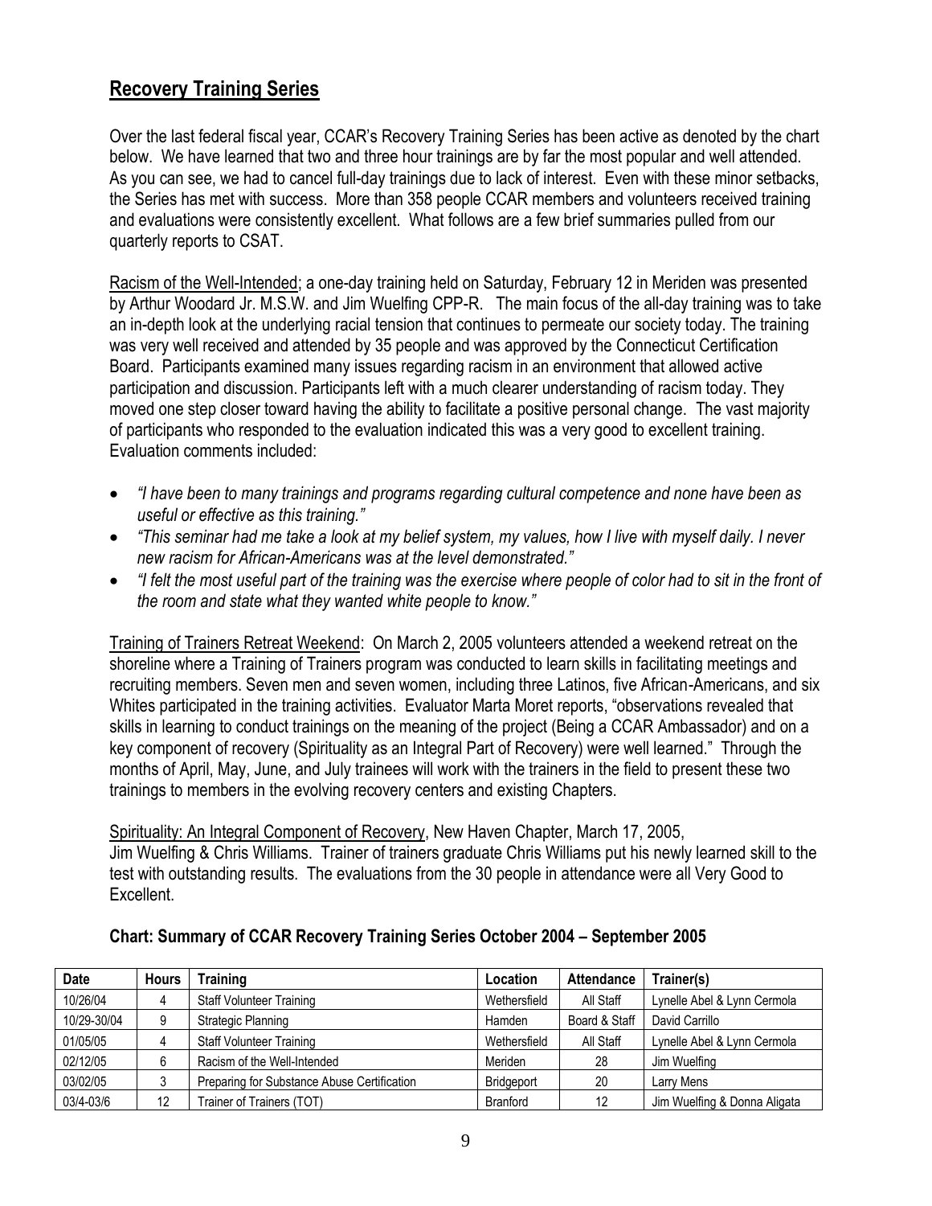## Recovery Training Series

Over the last federal fiscal year, CCAR's Recovery Training Series has been active as denoted by the chart below. We have learned that two and three hour trainings are by far the most popular and well attended. As you can see, we had to cancel full-day trainings due to lack of interest. Even with these minor setbacks, the Series has met with success. More than 358 people CCAR members and volunteers received training and evaluations were consistently excellent. What follows are a few brief summaries pulled from our quarterly reports to CSAT.

Racism of the Well-Intended; a one-day training held on Saturday, February 12 in Meriden was presented by Arthur Woodard Jr. M.S.W. and Jim Wuelfing CPP-R. The main focus of the all-day training was to take an in-depth look at the underlying racial tension that continues to permeate our society today. The training was very well received and attended by 35 people and was approved by the Connecticut Certification Board. Participants examined many issues regarding racism in an environment that allowed active participation and discussion. Participants left with a much clearer understanding of racism today. They moved one step closer toward having the ability to facilitate a positive personal change. The vast majority of participants who responded to the evaluation indicated this was a very good to excellent training. Evaluation comments included:

- *"I have been to many trainings and programs regarding cultural competence and none have been as useful or effective as this training."*
- *"This seminar had me take a look at my belief system, my values, how I live with myself daily. I never new racism for African-Americans was at the level demonstrated."*
- *"I felt the most useful part of the training was the exercise where people of color had to sit in the front of the room and state what they wanted white people to know."*

Training of Trainers Retreat Weekend: On March 2, 2005 volunteers attended a weekend retreat on the shoreline where a Training of Trainers program was conducted to learn skills in facilitating meetings and recruiting members. Seven men and seven women, including three Latinos, five African-Americans, and six Whites participated in the training activities. Evaluator Marta Moret reports, "observations revealed that skills in learning to conduct trainings on the meaning of the project (Being a CCAR Ambassador) and on a key component of recovery (Spirituality as an Integral Part of Recovery) were well learned." Through the months of April, May, June, and July trainees will work with the trainers in the field to present these two trainings to members in the evolving recovery centers and existing Chapters.

Spirituality: An Integral Component of Recovery, New Haven Chapter, March 17, 2005, Jim Wuelfing & Chris Williams. Trainer of trainers graduate Chris Williams put his newly learned skill to the test with outstanding results. The evaluations from the 30 people in attendance were all Very Good to Excellent.

### Chart: Summary of CCAR Recovery Training Series October 2004 – September 2005

| Date | Hours | Training | Location | Attendance | Trainer(s) |
|---|---|---|---|---|---|
| 10/26/04 | 4 | Staff Volunteer Training | Wethersfield | All Staff | Lynelle Abel & Lynn Cermola |
| 10-29-30/04 | 9 | Strategic Planning | Hamden | Board & Staff | David Carrillo |
| 01/05/05 | 4 | Staff Volunteer Training | Wethersfield | All Staff | Lynelle Abel & Lynn Cermola |
| 02/12/05 | 6 | Racism of the Well-Intended | Meriden | 28 | Jim Wuelfing |
| 03/02/05 | 3 | Preparing for Substance Abuse Certification | Bridgeport | 20 | Larry Mens |
| 03/4-03/6 | 12 | Trainer of Trainers (TOT) | Branford | 12 | Jim Wuelfing & Donna Aligata |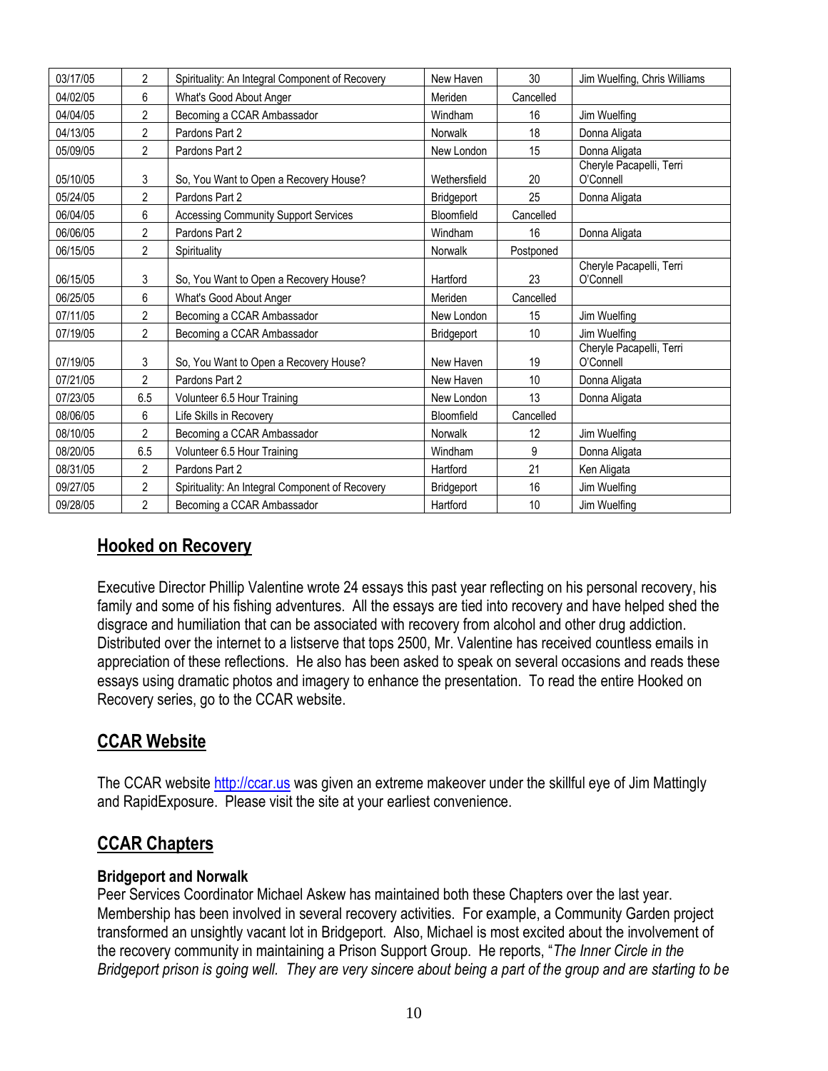| 03/17/05 | 2 | Spirituality: An Integral Component of Recovery | New Haven | 30 | Jim Wuelfing, Chris Williams |
|---|---|---|---|---|---|
| 04/02/05 | 6 | What's Good About Anger | Meriden | Cancelled | |
| 04/04/05 | 2 | Becoming a CCAR Ambassador | Windham | 16 | Jim Wuelfing |
| 04/13/05 | 2 | Pardons Part 2 | Norwalk | 18 | Donna Aligata |
| 05/09/05 | 2 | Pardons Part 2 | New London | 15 | Donna Aligata |
| 05/10/05 | 3 | So, You Want to Open a Recovery House? | Wethersfield | 20 | Cheryle Pacapelli, Terri O'Connell |
| 05/24/05 | 2 | Pardons Part 2 | Bridgeport | 25 | Donna Aligata |
| 06/04/05 | 6 | Accessing Community Support Services | Bloomfield | Cancelled | |
| 06/06/05 | 2 | Pardons Part 2 | Windham | 16 | Donna Aligata |
| 06/15/05 | 2 | Spirituality | Norwalk | Postponed | |
| 06/15/05 | 3 | So, You Want to Open a Recovery House? | Hartford | 23 | Cheryle Pacapelli, Terri O'Connell |
| 06/25/05 | 6 | What's Good About Anger | Meriden | Cancelled | |
| 07/11/05 | 2 | Becoming a CCAR Ambassador | New London | 15 | Jim Wuelfing |
| 07/19/05 | 2 | Becoming a CCAR Ambassador | Bridgeport | 10 | Jim Wuelfing |
| 07/19/05 | 3 | So, You Want to Open a Recovery House? | New Haven | 19 | Cheryle Pacapelli, Terri O'Connell |
| 07/21/05 | 2 | Pardons Part 2 | New Haven | 10 | Donna Aligata |
| 07/23/05 | 6.5 | Volunteer 6.5 Hour Training | New London | 13 | Donna Aligata |
| 08/06/05 | 6 | Life Skills in Recovery | Bloomfield | Cancelled | |
| 08/10/05 | 2 | Becoming a CCAR Ambassador | Norwalk | 12 | Jim Wuelfing |
| 08/20/05 | 6.5 | Volunteer 6.5 Hour Training | Windham | 9 | Donna Aligata |
| 08/31/05 | 2 | Pardons Part 2 | Hartford | 21 | Ken Aligata |
| 09/27/05 | 2 | Spirituality: An Integral Component of Recovery | Bridgeport | 16 | Jim Wuelfing |
| 09/28/05 | 2 | Becoming a CCAR Ambassador | Hartford | 10 | Jim Wuelfing |

## Hooked on Recovery

Executive Director Phillip Valentine wrote 24 essays this past year reflecting on his personal recovery, his family and some of his fishing adventures. All the essays are tied into recovery and have helped shed the disgrace and humiliation that can be associated with recovery from alcohol and other drug addiction. Distributed over the internet to a listserve that tops 2500, Mr. Valentine has received countless emails in appreciation of these reflections. He also has been asked to speak on several occasions and reads these essays using dramatic photos and imagery to enhance the presentation. To read the entire Hooked on Recovery series, go to the CCAR website.

## CCAR Website

The CCAR website http://ccar.us was given an extreme makeover under the skillful eye of Jim Mattingly and RapidExposure. Please visit the site at your earliest convenience.

## CCAR Chapters

**Bridgeport and Norwalk**
Peer Services Coordinator Michael Askew has maintained both these Chapters over the last year. Membership has been involved in several recovery activities. For example, a Community Garden project transformed an unsightly vacant lot in Bridgeport. Also, Michael is most excited about the involvement of the recovery community in maintaining a Prison Support Group. He reports, "*The Inner Circle in the Bridgeport prison is going well. They are very sincere about being a part of the group and are starting to be*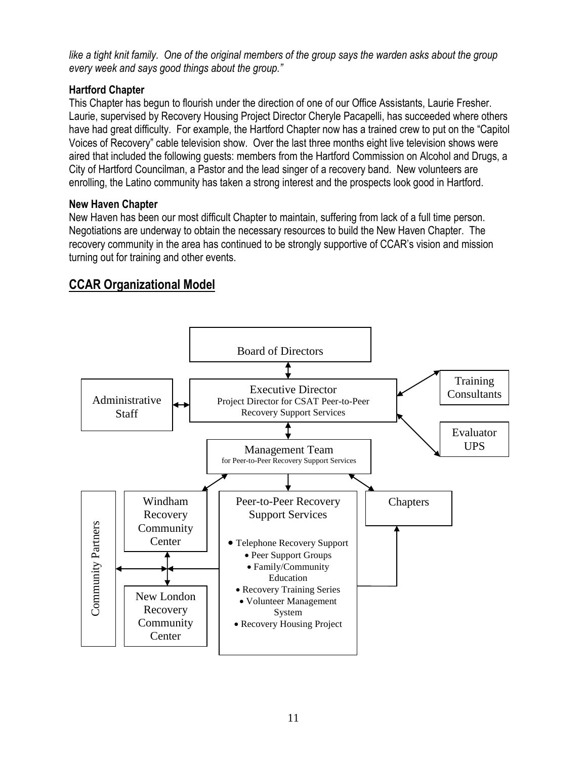*like a tight knit family. One of the original members of the group says the warden asks about the group every week and says good things about the group."*

**Hartford Chapter**

This Chapter has begun to flourish under the direction of one of our Office Assistants, Laurie Fresher. Laurie, supervised by Recovery Housing Project Director Cheryle Pacapelli, has succeeded where others have had great difficulty. For example, the Hartford Chapter now has a trained crew to put on the "Capitol Voices of Recovery" cable television show. Over the last three months eight live television shows were aired that included the following guests: members from the Hartford Commission on Alcohol and Drugs, a City of Hartford Councilman, a Pastor and the lead singer of a recovery band. New volunteers are enrolling, the Latino community has taken a strong interest and the prospects look good in Hartford.

**New Haven Chapter**

New Haven has been our most difficult Chapter to maintain, suffering from lack of a full time person. Negotiations are underway to obtain the necessary resources to build the New Haven Chapter. The recovery community in the area has continued to be strongly supportive of CCAR's vision and mission turning out for training and other events.

## CCAR Organizational Model

Board of Directors

Executive Director
Project Director for CSAT Peer-to-Peer Recovery Support Services

Administrative Staff

Training Consultants

Evaluator UPS

Management Team
for Peer-to-Peer Recovery Support Services

Windham Recovery Community Center

New London Recovery Community Center

Community Partners

Peer-to-Peer Recovery Support Services

- Telephone Recovery Support
- Peer Support Groups
- Family/Community Education
- Recovery Training Series
- Volunteer Management System
- Recovery Housing Project

Chapters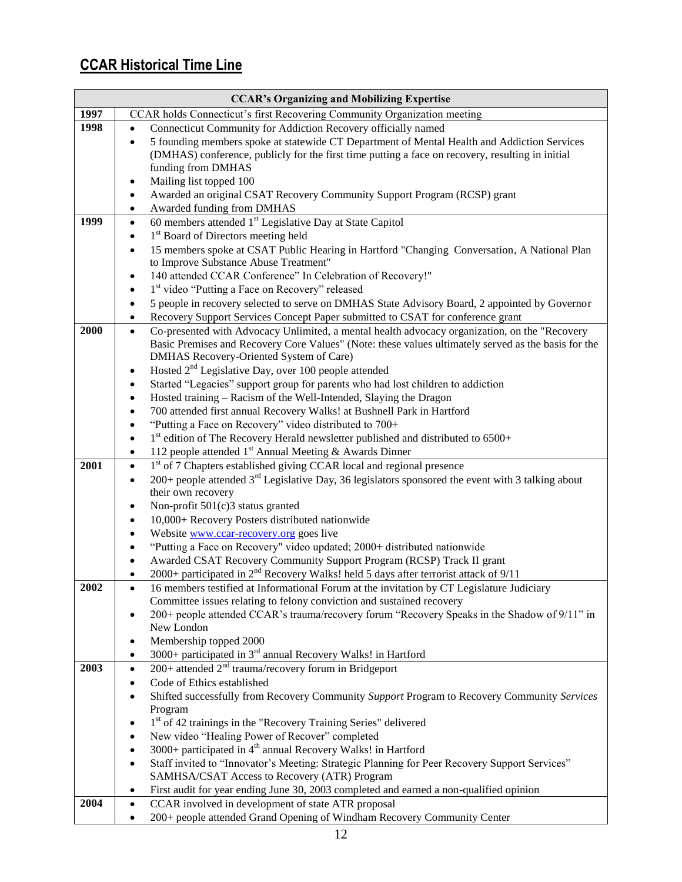## CCAR Historical Time Line

| CCAR's Organizing and Mobilizing Expertise | |
|---|---|
| 1997 | CCAR holds Connecticut's first Recovering Community Organization meeting |
| 1998 | • Connecticut Community for Addiction Recovery officially named<br>• 5 founding members spoke at statewide CT Department of Mental Health and Addiction Services (DMHAS) conference, publicly for the first time putting a face on recovery, resulting in initial funding from DMHAS<br>• Mailing list topped 100<br>• Awarded an original CSAT Recovery Community Support Program (RCSP) grant<br>• Awarded funding from DMHAS |
| 1999 | • 60 members attended 1st Legislative Day at State Capitol<br>• 1st Board of Directors meeting held<br>• 15 members spoke at CSAT Public Hearing in Hartford "Changing Conversation, A National Plan to Improve Substance Abuse Treatment"<br>• 140 attended CCAR Conference" In Celebration of Recovery!"<br>• 1st video "Putting a Face on Recovery" released<br>• 5 people in recovery selected to serve on DMHAS State Advisory Board, 2 appointed by Governor<br>• Recovery Support Services Concept Paper submitted to CSAT for conference grant |
| 2000 | • Co-presented with Advocacy Unlimited, a mental health advocacy organization, on the "Recovery Basic Premises and Recovery Core Values" (Note: these values ultimately served as the basis for the DMHAS Recovery-Oriented System of Care)<br>• Hosted 2nd Legislative Day, over 100 people attended<br>• Started "Legacies" support group for parents who had lost children to addiction<br>• Hosted training – Racism of the Well-Intended, Slaying the Dragon<br>• 700 attended first annual Recovery Walks! at Bushnell Park in Hartford<br>• "Putting a Face on Recovery" video distributed to 700+<br>• 1st edition of The Recovery Herald newsletter published and distributed to 6500+<br>• 112 people attended 1st Annual Meeting & Awards Dinner |
| 2001 | • 1st of 7 Chapters established giving CCAR local and regional presence<br>• 200+ people attended 3rd Legislative Day, 36 legislators sponsored the event with 3 talking about their own recovery<br>• Non-profit 501(c)3 status granted<br>• 10,000+ Recovery Posters distributed nationwide<br>• Website www.ccar-recovery.org goes live<br>• "Putting a Face on Recovery" video updated; 2000+ distributed nationwide<br>• Awarded CSAT Recovery Community Support Program (RCSP) Track II grant<br>• 2000+ participated in 2nd Recovery Walks! held 5 days after terrorist attack of 9/11 |
| 2002 | • 16 members testified at Informational Forum at the invitation by CT Legislature Judiciary Committee issues relating to felony conviction and sustained recovery<br>• 200+ people attended CCAR's trauma/recovery forum "Recovery Speaks in the Shadow of 9/11" in New London<br>• Membership topped 2000<br>• 3000+ participated in 3rd annual Recovery Walks! in Hartford |
| 2003 | • 200+ attended 2nd trauma/recovery forum in Bridgeport<br>• Code of Ethics established<br>• Shifted successfully from Recovery Community *Support* Program to Recovery Community *Services* Program<br>• 1st of 42 trainings in the "Recovery Training Series" delivered<br>• New video "Healing Power of Recover" completed<br>• 3000+ participated in 4th annual Recovery Walks! in Hartford<br>• Staff invited to "Innovator's Meeting: Strategic Planning for Peer Recovery Support Services" SAMHSA/CSAT Access to Recovery (ATR) Program<br>• First audit for year ending June 30, 2003 completed and earned a non-qualified opinion |
| 2004 | • CCAR involved in development of state ATR proposal<br>• 200+ people attended Grand Opening of Windham Recovery Community Center |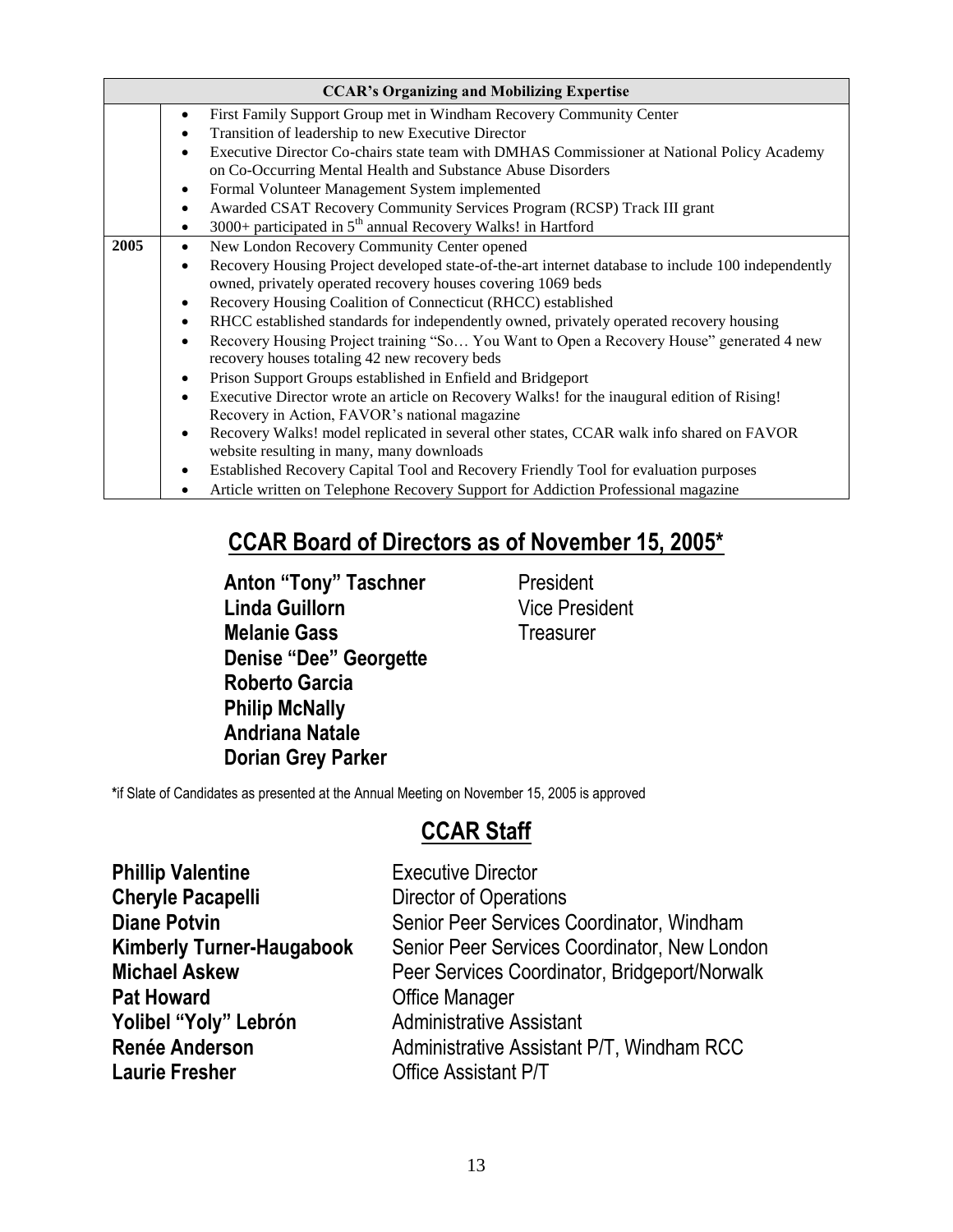| CCAR's Organizing and Mobilizing Expertise | |
|---|---|
| | • First Family Support Group met in Windham Recovery Community Center<br>• Transition of leadership to new Executive Director<br>• Executive Director Co-chairs state team with DMHAS Commissioner at National Policy Academy on Co-Occurring Mental Health and Substance Abuse Disorders<br>• Formal Volunteer Management System implemented<br>• Awarded CSAT Recovery Community Services Program (RCSP) Track III grant<br>• 3000+ participated in 5th annual Recovery Walks! in Hartford |
| **2005** | • New London Recovery Community Center opened<br>• Recovery Housing Project developed state-of-the-art internet database to include 100 independently owned, privately operated recovery houses covering 1069 beds<br>• Recovery Housing Coalition of Connecticut (RHCC) established<br>• RHCC established standards for independently owned, privately operated recovery housing<br>• Recovery Housing Project training "So… You Want to Open a Recovery House" generated 4 new recovery houses totaling 42 new recovery beds<br>• Prison Support Groups established in Enfield and Bridgeport<br>• Executive Director wrote an article on Recovery Walks! for the inaugural edition of Rising! Recovery in Action, FAVOR's national magazine<br>• Recovery Walks! model replicated in several other states, CCAR walk info shared on FAVOR website resulting in many, many downloads<br>• Established Recovery Capital Tool and Recovery Friendly Tool for evaluation purposes<br>• Article written on Telephone Recovery Support for Addiction Professional magazine |

## CCAR Board of Directors as of November 15, 2005*

| | |
|---|---|
| **Anton "Tony" Taschner** | President |
| **Linda Guillorn** | Vice President |
| **Melanie Gass** | Treasurer |
| **Denise "Dee" Georgette** | |
| **Roberto Garcia** | |
| **Philip McNally** | |
| **Andriana Natale** | |
| **Dorian Grey Parker** | |

*if Slate of Candidates as presented at the Annual Meeting on November 15, 2005 is approved

## CCAR Staff

| | |
|---|---|
| **Phillip Valentine** | Executive Director |
| **Cheryle Pacapelli** | Director of Operations |
| **Diane Potvin** | Senior Peer Services Coordinator, Windham |
| **Kimberly Turner-Haugabook** | Senior Peer Services Coordinator, New London |
| **Michael Askew** | Peer Services Coordinator, Bridgeport/Norwalk |
| **Pat Howard** | Office Manager |
| **Yolibel "Yoly" Lebrón** | Administrative Assistant |
| **Renée Anderson** | Administrative Assistant P/T, Windham RCC |
| **Laurie Fresher** | Office Assistant P/T |